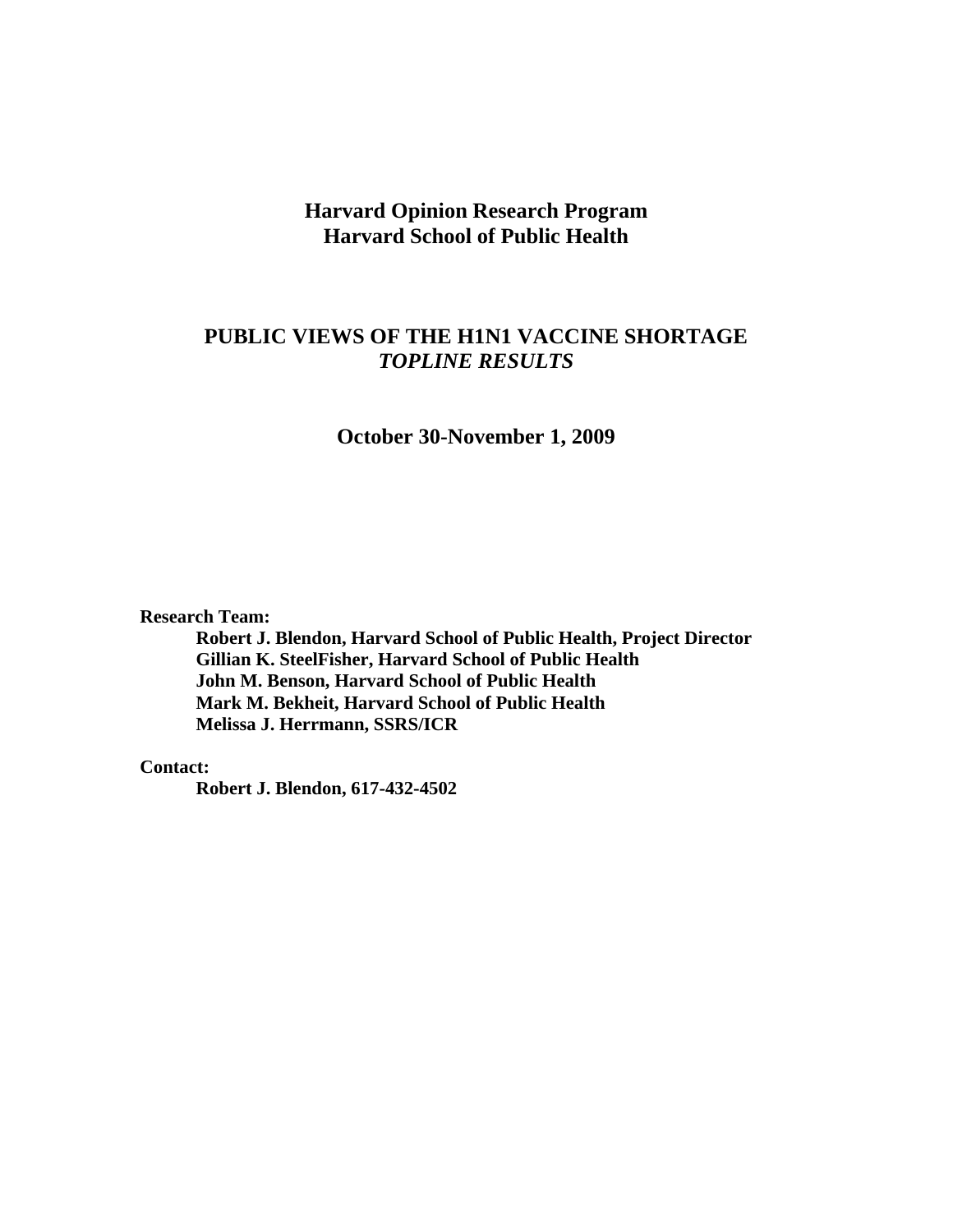# Harvard Opinion Research Program
# Harvard School of Public Health

## PUBLIC VIEWS OF THE H1N1 VACCINE SHORTAGE
## *TOPLINE RESULTS*

### October 30-November 1, 2009

**Research Team:**

**Robert J. Blendon, Harvard School of Public Health, Project Director**
**Gillian K. SteelFisher, Harvard School of Public Health**
**John M. Benson, Harvard School of Public Health**
**Mark M. Bekheit, Harvard School of Public Health**
**Melissa J. Herrmann, SSRS/ICR**

**Contact:**

**Robert J. Blendon, 617-432-4502**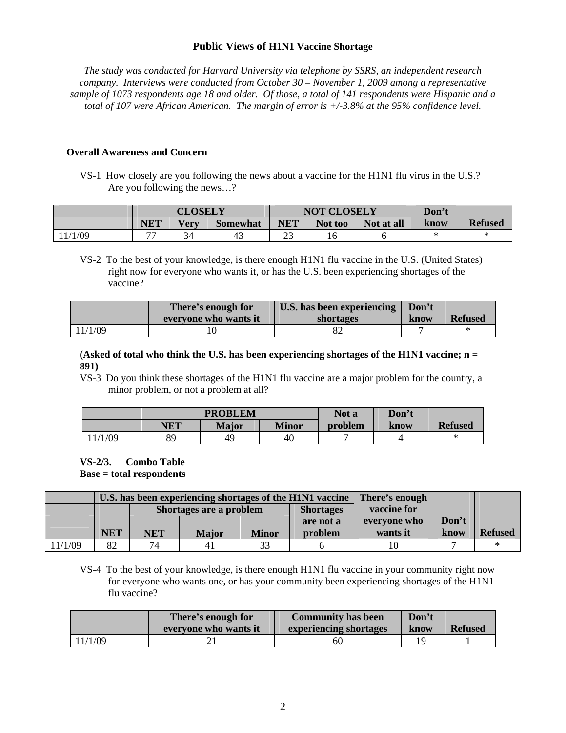## Public Views of H1N1 Vaccine Shortage

*The study was conducted for Harvard University via telephone by SSRS, an independent research company. Interviews were conducted from October 30 – November 1, 2009 among a representative sample of 1073 respondents age 18 and older. Of those, a total of 141 respondents were Hispanic and a total of 107 were African American. The margin of error is +/-3.8% at the 95% confidence level.*

### Overall Awareness and Concern

VS-1 How closely are you following the news about a vaccine for the H1N1 flu virus in the U.S.? Are you following the news…?

| | CLOSELY | | | NOT CLOSELY | | | Don't know | Refused |
|---|---|---|---|---|---|---|---|---|
| | NET | Very | Somewhat | NET | Not too | Not at all | | |
| 11/1/09 | 77 | 34 | 43 | 23 | 16 | 6 | * | * |

VS-2 To the best of your knowledge, is there enough H1N1 flu vaccine in the U.S. (United States) right now for everyone who wants it, or has the U.S. been experiencing shortages of the vaccine?

| | There's enough for everyone who wants it | U.S. has been experiencing shortages | Don't know | Refused |
|---|---|---|---|---|
| 11/1/09 | 10 | 82 | 7 | * |

**(Asked of total who think the U.S. has been experiencing shortages of the H1N1 vaccine; n = 891)**

VS-3 Do you think these shortages of the H1N1 flu vaccine are a major problem for the country, a minor problem, or not a problem at all?

| | PROBLEM | | | Not a problem | Don't know | Refused |
|---|---|---|---|---|---|---|
| | NET | Major | Minor | | | |
| 11/1/09 | 89 | 49 | 40 | 7 | 4 | * |

**VS-2/3. Combo Table**
**Base = total respondents**

| | U.S. has been experiencing shortages of the H1N1 vaccine | | | | | There's enough vaccine for everyone who wants it | Don't know | Refused |
|---|---|---|---|---|---|---|---|---|
| | | Shortages are a problem | | | Shortages are not a problem | | | |
| | NET | NET | Major | Minor | | | | |
| 11/1/09 | 82 | 74 | 41 | 33 | 6 | 10 | 7 | * |

VS-4 To the best of your knowledge, is there enough H1N1 flu vaccine in your community right now for everyone who wants one, or has your community been experiencing shortages of the H1N1 flu vaccine?

| | There's enough for everyone who wants it | Community has been experiencing shortages | Don't know | Refused |
|---|---|---|---|---|
| 11/1/09 | 21 | 60 | 19 | 1 |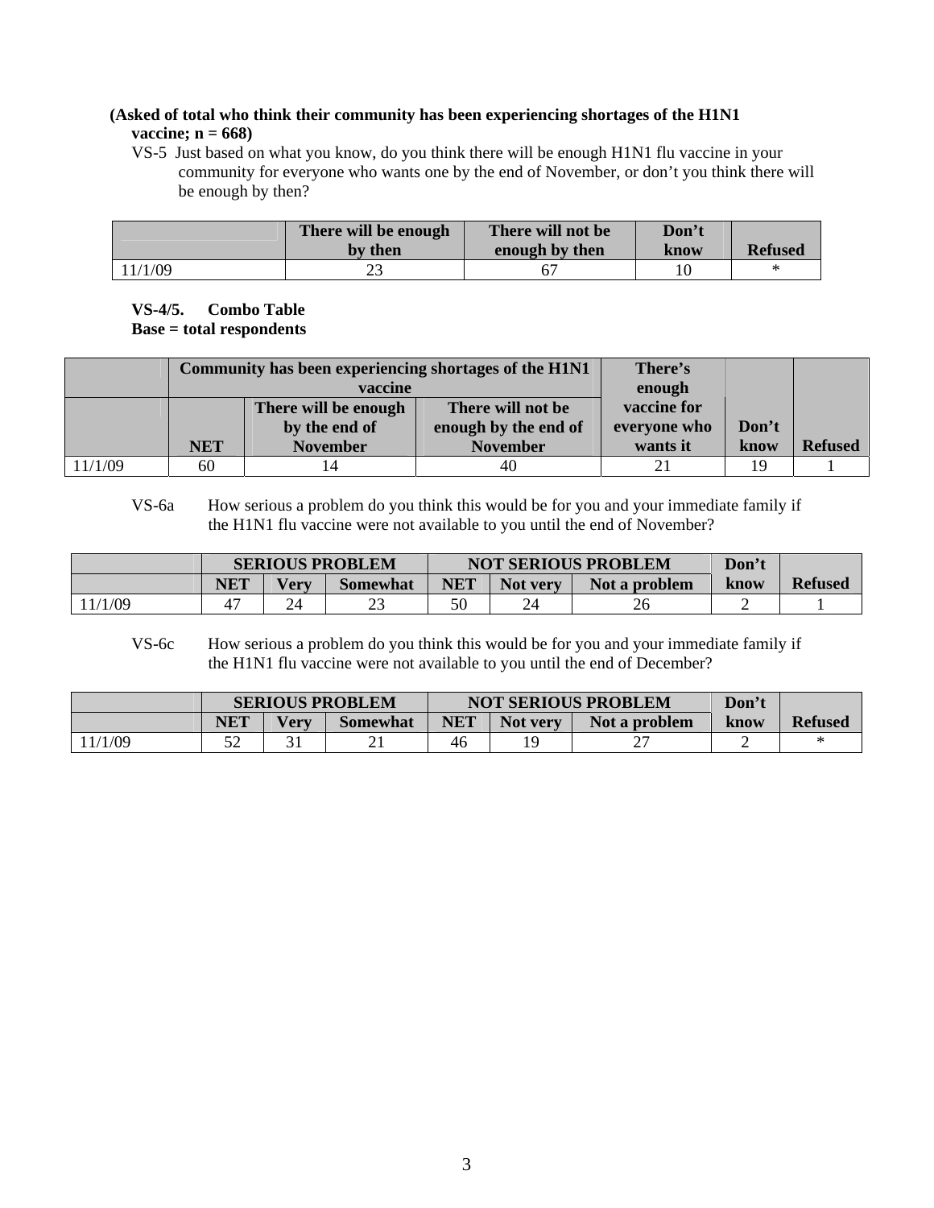**(Asked of total who think their community has been experiencing shortages of the H1N1 vaccine; n = 668)**

VS-5 Just based on what you know, do you think there will be enough H1N1 flu vaccine in your community for everyone who wants one by the end of November, or don't you think there will be enough by then?

| | There will be enough by then | There will not be enough by then | Don't know | Refused |
|---|---|---|---|---|
| 11/1/09 | 23 | 67 | 10 | * |

**VS-4/5. Combo Table**
**Base = total respondents**

| | Community has been experiencing shortages of the H1N1 vaccine | | | There's enough vaccine for everyone who wants it | Don't know | Refused |
|---|---|---|---|---|---|---|
| | NET | There will be enough by the end of November | There will not be enough by the end of November | | | |
| 11/1/09 | 60 | 14 | 40 | 21 | 19 | 1 |

VS-6a How serious a problem do you think this would be for you and your immediate family if the H1N1 flu vaccine were not available to you until the end of November?

| | SERIOUS PROBLEM | | | NOT SERIOUS PROBLEM | | | Don't know | Refused |
|---|---|---|---|---|---|---|---|---|
| | NET | Very | Somewhat | NET | Not very | Not a problem | | |
| 11/1/09 | 47 | 24 | 23 | 50 | 24 | 26 | 2 | 1 |

VS-6c How serious a problem do you think this would be for you and your immediate family if the H1N1 flu vaccine were not available to you until the end of December?

| | SERIOUS PROBLEM | | | NOT SERIOUS PROBLEM | | | Don't know | Refused |
|---|---|---|---|---|---|---|---|---|
| | NET | Very | Somewhat | NET | Not very | Not a problem | | |
| 11/1/09 | 52 | 31 | 21 | 46 | 19 | 27 | 2 | * |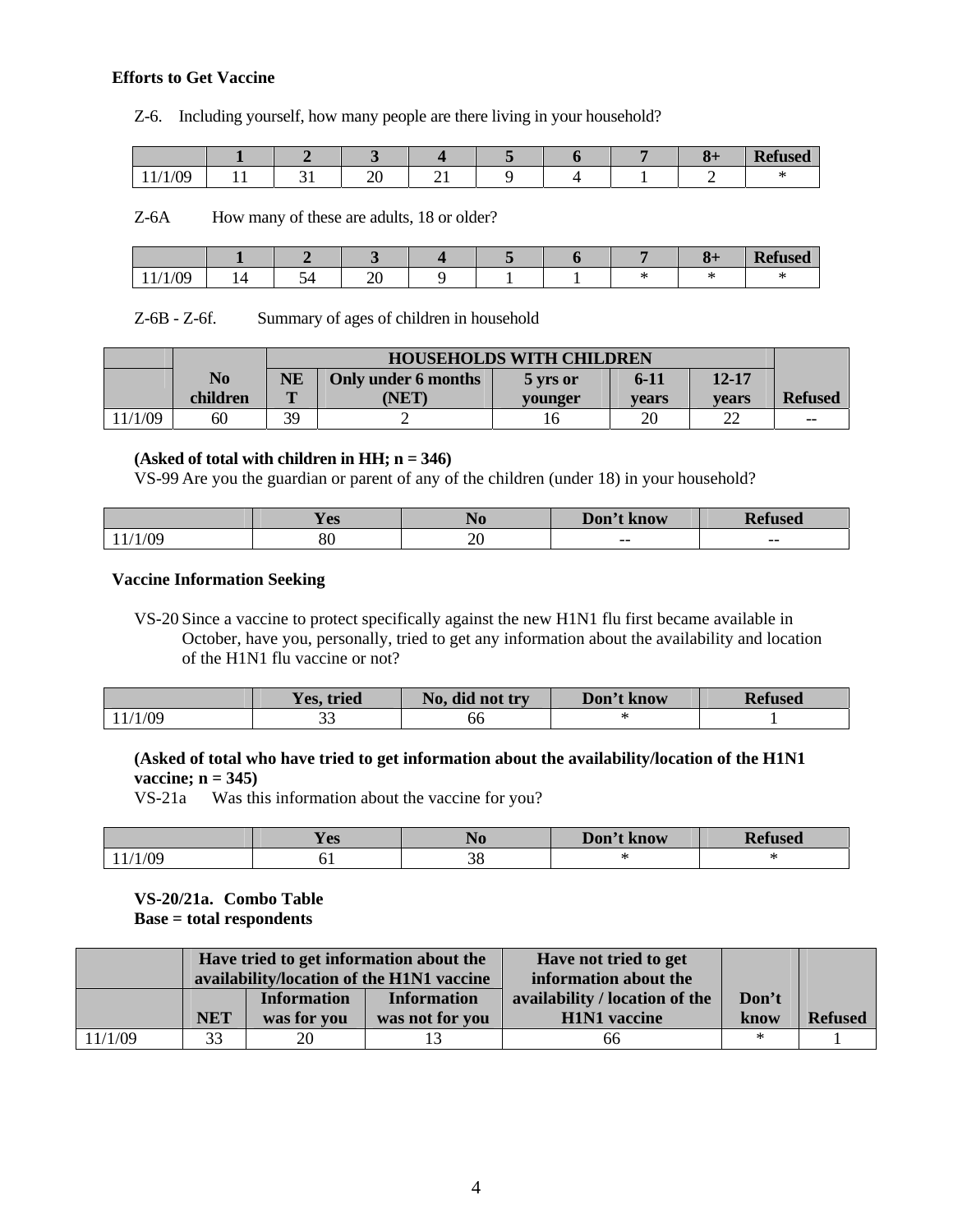**Efforts to Get Vaccine**

Z-6. Including yourself, how many people are there living in your household?

| | 1 | 2 | 3 | 4 | 5 | 6 | 7 | 8+ | Refused |
|---|---|---|---|---|---|---|---|---|---|
| 11/1/09 | 11 | 31 | 20 | 21 | 9 | 4 | 1 | 2 | * |

Z-6A How many of these are adults, 18 or older?

| | 1 | 2 | 3 | 4 | 5 | 6 | 7 | 8+ | Refused |
|---|---|---|---|---|---|---|---|---|---|
| 11/1/09 | 14 | 54 | 20 | 9 | 1 | 1 | * | * | * |

Z-6B - Z-6f. Summary of ages of children in household

| | | HOUSEHOLDS WITH CHILDREN | | | | | |
|---|---|---|---|---|---|---|---|
| | No children | NET | Only under 6 months (NET) | 5 yrs or younger | 6-11 years | 12-17 years | Refused |
| 11/1/09 | 60 | 39 | 2 | 16 | 20 | 22 | -- |

**(Asked of total with children in HH; n = 346)**
VS-99 Are you the guardian or parent of any of the children (under 18) in your household?

| | Yes | No | Don't know | Refused |
|---|---|---|---|---|
| 11/1/09 | 80 | 20 | -- | -- |

**Vaccine Information Seeking**

VS-20 Since a vaccine to protect specifically against the new H1N1 flu first became available in October, have you, personally, tried to get any information about the availability and location of the H1N1 flu vaccine or not?

| | Yes, tried | No, did not try | Don't know | Refused |
|---|---|---|---|---|
| 11/1/09 | 33 | 66 | * | 1 |

**(Asked of total who have tried to get information about the availability/location of the H1N1 vaccine; n = 345)**
VS-21a Was this information about the vaccine for you?

| | Yes | No | Don't know | Refused |
|---|---|---|---|---|
| 11/1/09 | 61 | 38 | * | * |

**VS-20/21a. Combo Table**
**Base = total respondents**

| | Have tried to get information about the availability/location of the H1N1 vaccine | | | Have not tried to get information about the availability / location of the H1N1 vaccine | Don't know | Refused |
|---|---|---|---|---|---|---|
| | NET | Information was for you | Information was not for you | | | |
| 11/1/09 | 33 | 20 | 13 | 66 | * | 1 |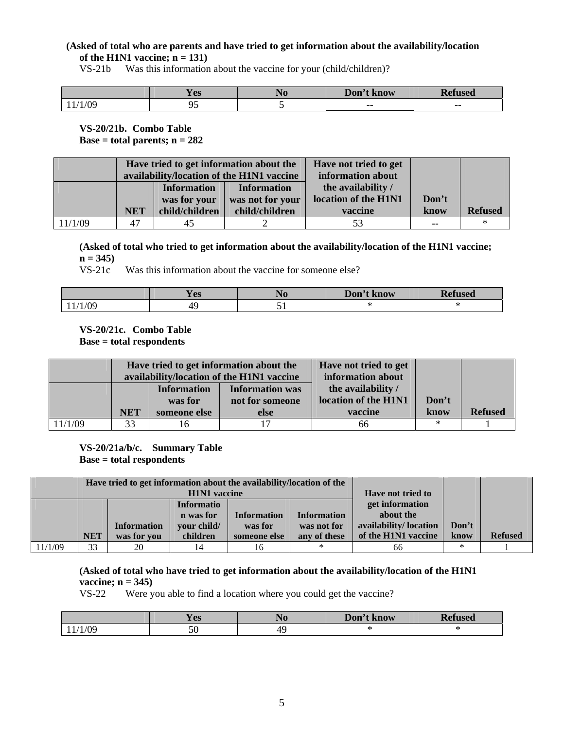**(Asked of total who are parents and have tried to get information about the availability/location of the H1N1 vaccine; n = 131)**

VS-21b Was this information about the vaccine for your (child/children)?

| | Yes | No | Don't know | Refused |
|---|---|---|---|---|
| 11/1/09 | 95 | 5 | -- | -- |

**VS-20/21b. Combo Table**
**Base = total parents; n = 282**

| | Have tried to get information about the availability/location of the H1N1 vaccine | | | Have not tried to get information about the availability / location of the H1N1 vaccine | Don't know | Refused |
|---|---|---|---|---|---|---|
| | NET | Information was for your child/children | Information was not for your child/children | | | |
| 11/1/09 | 47 | 45 | 2 | 53 | -- | * |

**(Asked of total who tried to get information about the availability/location of the H1N1 vaccine; n = 345)**

VS-21c Was this information about the vaccine for someone else?

| | Yes | No | Don't know | Refused |
|---|---|---|---|---|
| 11/1/09 | 49 | 51 | * | * |

**VS-20/21c. Combo Table**
**Base = total respondents**

| | Have tried to get information about the availability/location of the H1N1 vaccine | | | Have not tried to get information about the availability / location of the H1N1 vaccine | Don't know | Refused |
|---|---|---|---|---|---|---|
| | NET | Information was for someone else | Information was not for someone else | | | |
| 11/1/09 | 33 | 16 | 17 | 66 | * | 1 |

**VS-20/21a/b/c. Summary Table**
**Base = total respondents**

| | Have tried to get information about the availability/location of the H1N1 vaccine | | | | | Have not tried to get information about the availability/ location of the H1N1 vaccine | Don't know | Refused |
|---|---|---|---|---|---|---|---|---|
| | NET | Information was for you | Information was for your child/ children | Information was for someone else | Information was not for any of these | | | |
| 11/1/09 | 33 | 20 | 14 | 16 | * | 66 | * | 1 |

**(Asked of total who have tried to get information about the availability/location of the H1N1 vaccine; n = 345)**

VS-22 Were you able to find a location where you could get the vaccine?

| | Yes | No | Don't know | Refused |
|---|---|---|---|---|
| 11/1/09 | 50 | 49 | * | * |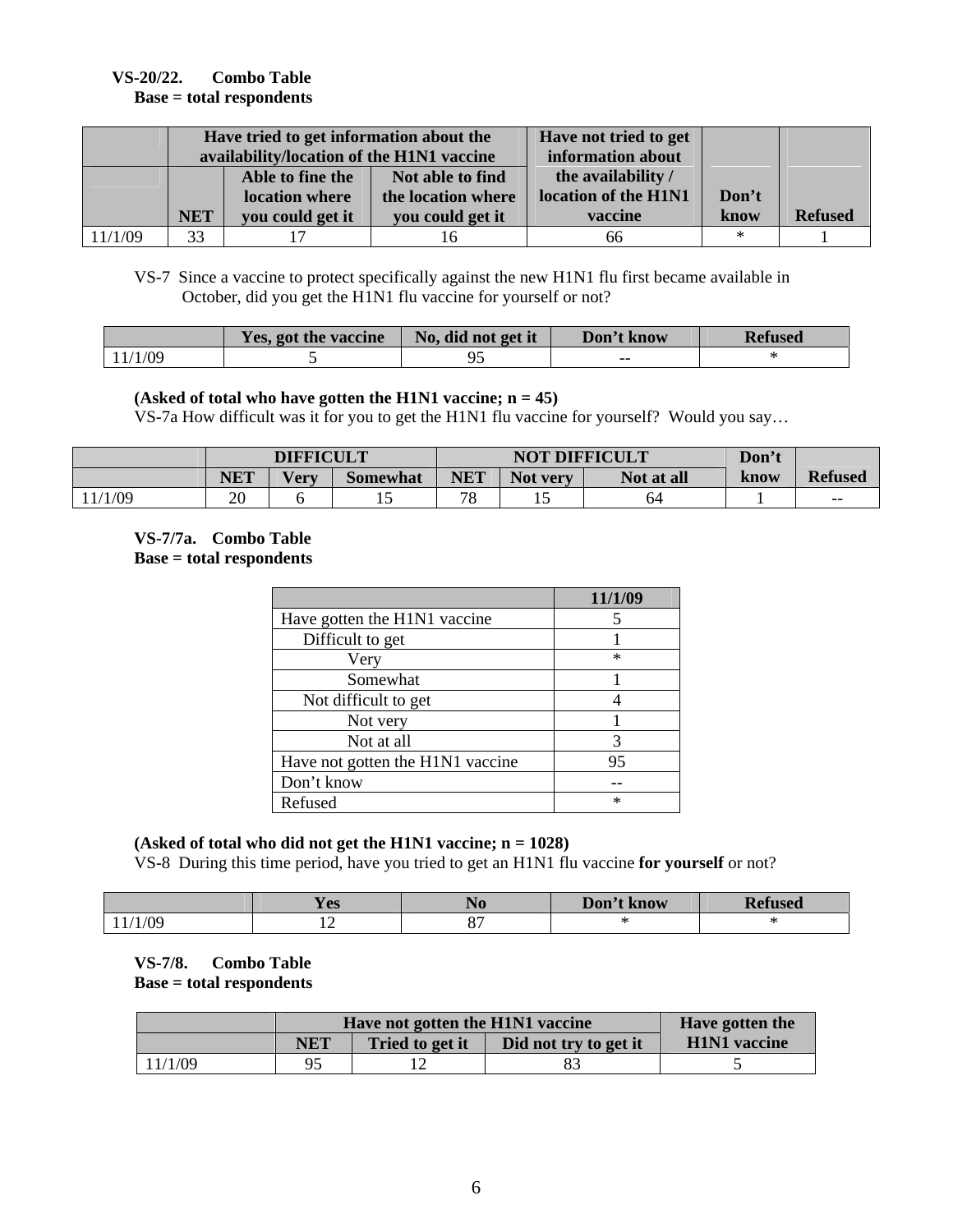**VS-20/22. Combo Table**
**Base = total respondents**

| | Have tried to get information about the availability/location of the H1N1 vaccine | | | Have not tried to get information about the availability / location of the H1N1 vaccine | Don't know | Refused |
|---|---|---|---|---|---|---|
| | NET | Able to fine the location where you could get it | Not able to find the location where you could get it | | | |
| 11/1/09 | 33 | 17 | 16 | 66 | * | 1 |

VS-7 Since a vaccine to protect specifically against the new H1N1 flu first became available in October, did you get the H1N1 flu vaccine for yourself or not?

| | Yes, got the vaccine | No, did not get it | Don't know | Refused |
|---|---|---|---|---|
| 11/1/09 | 5 | 95 | -- | * |

**(Asked of total who have gotten the H1N1 vaccine; n = 45)**
VS-7a How difficult was it for you to get the H1N1 flu vaccine for yourself? Would you say…

| | DIFFICULT | | | NOT DIFFICULT | | | Don't know | Refused |
|---|---|---|---|---|---|---|---|---|
| | NET | Very | Somewhat | NET | Not very | Not at all | | |
| 11/1/09 | 20 | 6 | 15 | 78 | 15 | 64 | 1 | -- |

**VS-7/7a. Combo Table**
**Base = total respondents**

| | 11/1/09 |
|---|---|
| Have gotten the H1N1 vaccine | 5 |
| Difficult to get | 1 |
| Very | * |
| Somewhat | 1 |
| Not difficult to get | 4 |
| Not very | 1 |
| Not at all | 3 |
| Have not gotten the H1N1 vaccine | 95 |
| Don't know | -- |
| Refused | * |

**(Asked of total who did not get the H1N1 vaccine; n = 1028)**
VS-8 During this time period, have you tried to get an H1N1 flu vaccine **for yourself** or not?

| | Yes | No | Don't know | Refused |
|---|---|---|---|---|
| 11/1/09 | 12 | 87 | * | * |

**VS-7/8. Combo Table**
**Base = total respondents**

| | Have not gotten the H1N1 vaccine | | | Have gotten the H1N1 vaccine |
|---|---|---|---|---|
| | NET | Tried to get it | Did not try to get it | |
| 11/1/09 | 95 | 12 | 83 | 5 |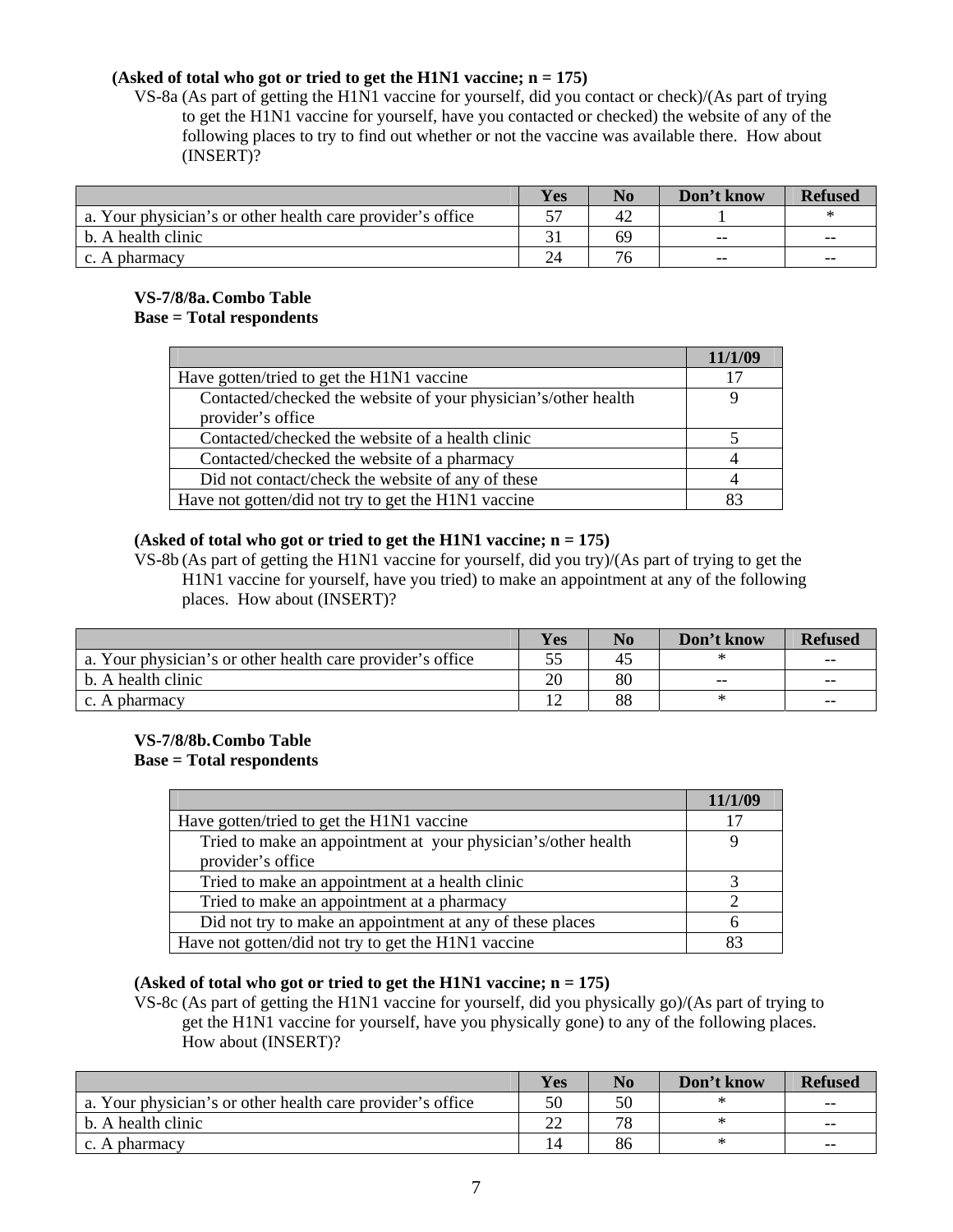**(Asked of total who got or tried to get the H1N1 vaccine; n = 175)**

VS-8a (As part of getting the H1N1 vaccine for yourself, did you contact or check)/(As part of trying to get the H1N1 vaccine for yourself, have you contacted or checked) the website of any of the following places to try to find out whether or not the vaccine was available there. How about (INSERT)?

| | Yes | No | Don't know | Refused |
|---|---|---|---|---|
| a. Your physician's or other health care provider's office | 57 | 42 | 1 | * |
| b. A health clinic | 31 | 69 | -- | -- |
| c. A pharmacy | 24 | 76 | -- | -- |

**VS-7/8/8a. Combo Table**
**Base = Total respondents**

| | 11/1/09 |
|---|---|
| Have gotten/tried to get the H1N1 vaccine | 17 |
| Contacted/checked the website of your physician's/other health provider's office | 9 |
| Contacted/checked the website of a health clinic | 5 |
| Contacted/checked the website of a pharmacy | 4 |
| Did not contact/check the website of any of these | 4 |
| Have not gotten/did not try to get the H1N1 vaccine | 83 |

**(Asked of total who got or tried to get the H1N1 vaccine; n = 175)**

VS-8b (As part of getting the H1N1 vaccine for yourself, did you try)/(As part of trying to get the H1N1 vaccine for yourself, have you tried) to make an appointment at any of the following places. How about (INSERT)?

| | Yes | No | Don't know | Refused |
|---|---|---|---|---|
| a. Your physician's or other health care provider's office | 55 | 45 | * | -- |
| b. A health clinic | 20 | 80 | -- | -- |
| c. A pharmacy | 12 | 88 | * | -- |

**VS-7/8/8b. Combo Table**
**Base = Total respondents**

| | 11/1/09 |
|---|---|
| Have gotten/tried to get the H1N1 vaccine | 17 |
| Tried to make an appointment at your physician's/other health provider's office | 9 |
| Tried to make an appointment at a health clinic | 3 |
| Tried to make an appointment at a pharmacy | 2 |
| Did not try to make an appointment at any of these places | 6 |
| Have not gotten/did not try to get the H1N1 vaccine | 83 |

**(Asked of total who got or tried to get the H1N1 vaccine; n = 175)**

VS-8c (As part of getting the H1N1 vaccine for yourself, did you physically go)/(As part of trying to get the H1N1 vaccine for yourself, have you physically gone) to any of the following places. How about (INSERT)?

| | Yes | No | Don't know | Refused |
|---|---|---|---|---|
| a. Your physician's or other health care provider's office | 50 | 50 | * | -- |
| b. A health clinic | 22 | 78 | * | -- |
| c. A pharmacy | 14 | 86 | * | -- |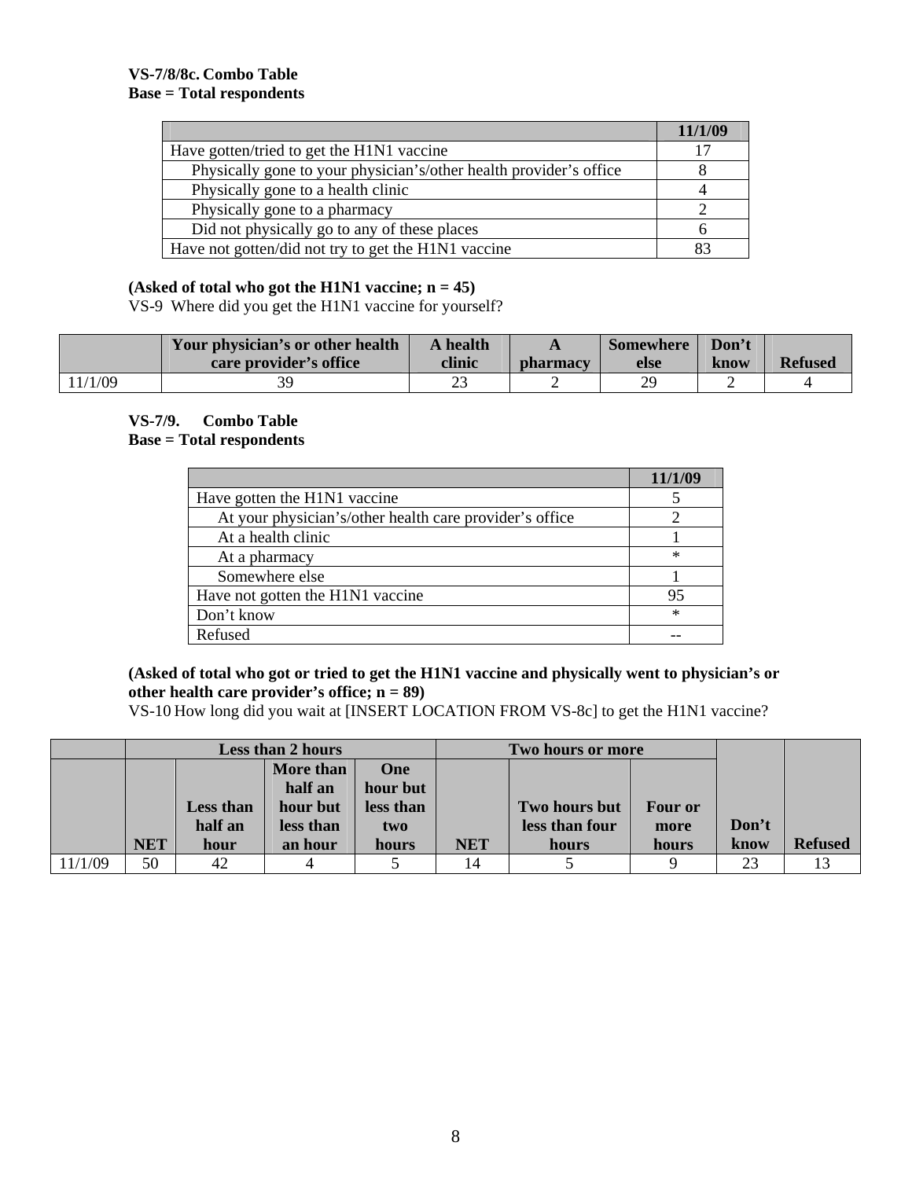**VS-7/8/8c. Combo Table**
**Base = Total respondents**

| | 11/1/09 |
|---|---|
| Have gotten/tried to get the H1N1 vaccine | 17 |
| Physically gone to your physician's/other health provider's office | 8 |
| Physically gone to a health clinic | 4 |
| Physically gone to a pharmacy | 2 |
| Did not physically go to any of these places | 6 |
| Have not gotten/did not try to get the H1N1 vaccine | 83 |

**(Asked of total who got the H1N1 vaccine; n = 45)**
VS-9 Where did you get the H1N1 vaccine for yourself?

| | Your physician's or other health care provider's office | A health clinic | A pharmacy | Somewhere else | Don't know | Refused |
|---|---|---|---|---|---|---|
| 11/1/09 | 39 | 23 | 2 | 29 | 2 | 4 |

**VS-7/9. Combo Table**
**Base = Total respondents**

| | 11/1/09 |
|---|---|
| Have gotten the H1N1 vaccine | 5 |
| At your physician's/other health care provider's office | 2 |
| At a health clinic | 1 |
| At a pharmacy | * |
| Somewhere else | 1 |
| Have not gotten the H1N1 vaccine | 95 |
| Don't know | * |
| Refused | -- |

**(Asked of total who got or tried to get the H1N1 vaccine and physically went to physician's or other health care provider's office; n = 89)**
VS-10 How long did you wait at [INSERT LOCATION FROM VS-8c] to get the H1N1 vaccine?

| | Less than 2 hours | | | | Two hours or more | | | | |
|---|---|---|---|---|---|---|---|---|---|
| | NET | Less than half an hour | More than half an hour but less than an hour | One hour but less than two hours | NET | Two hours but less than four hours | Four or more hours | Don't know | Refused |
| 11/1/09 | 50 | 42 | 4 | 5 | 14 | 5 | 9 | 23 | 13 |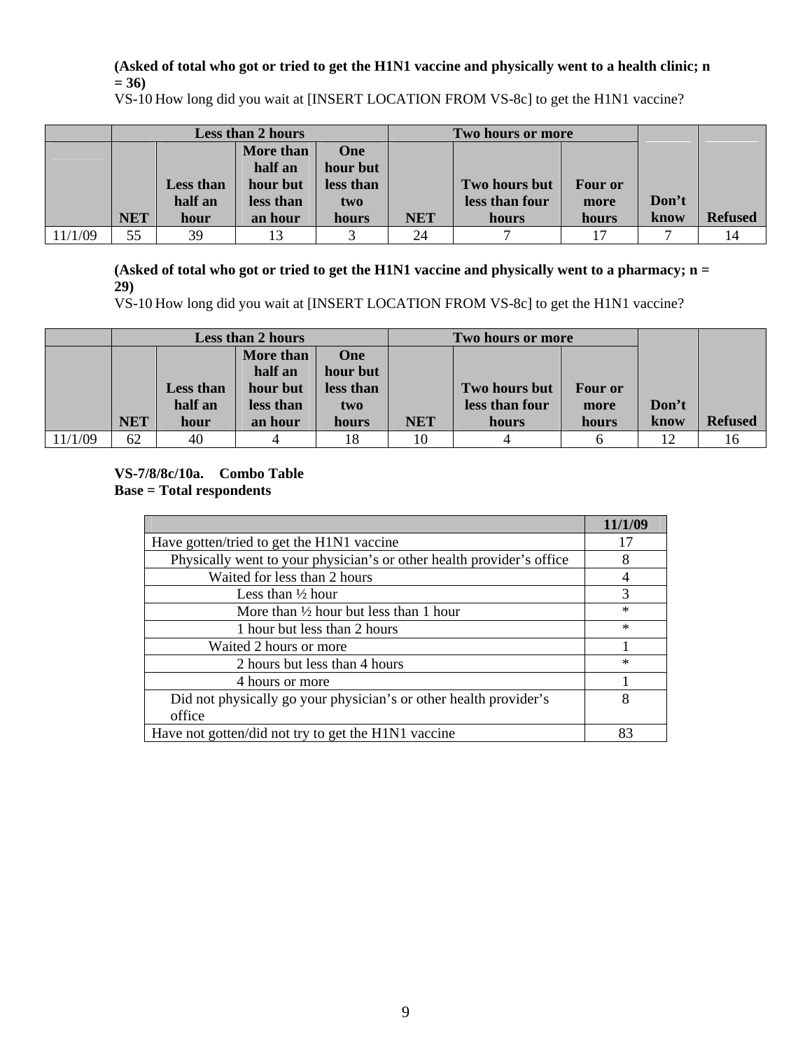**(Asked of total who got or tried to get the H1N1 vaccine and physically went to a health clinic; n = 36)**

VS-10 How long did you wait at [INSERT LOCATION FROM VS-8c] to get the H1N1 vaccine?

| | Less than 2 hours | | | | Two hours or more | | | | |
|---|---|---|---|---|---|---|---|---|---|
| | NET | Less than half an hour | More than half an hour but less than an hour | One hour but less than two hours | NET | Two hours but less than four hours | Four or more hours | Don't know | Refused |
| 11/1/09 | 55 | 39 | 13 | 3 | 24 | 7 | 17 | 7 | 14 |

**(Asked of total who got or tried to get the H1N1 vaccine and physically went to a pharmacy; n = 29)**

VS-10 How long did you wait at [INSERT LOCATION FROM VS-8c] to get the H1N1 vaccine?

| | Less than 2 hours | | | | Two hours or more | | | | |
|---|---|---|---|---|---|---|---|---|---|
| | NET | Less than half an hour | More than half an hour but less than an hour | One hour but less than two hours | NET | Two hours but less than four hours | Four or more hours | Don't know | Refused |
| 11/1/09 | 62 | 40 | 4 | 18 | 10 | 4 | 6 | 12 | 16 |

**VS-7/8/8c/10a. Combo Table**
**Base = Total respondents**

| | 11/1/09 |
|---|---|
| Have gotten/tried to get the H1N1 vaccine | 17 |
| Physically went to your physician's or other health provider's office | 8 |
| Waited for less than 2 hours | 4 |
| Less than ½ hour | 3 |
| More than ½ hour but less than 1 hour | * |
| 1 hour but less than 2 hours | * |
| Waited 2 hours or more | 1 |
| 2 hours but less than 4 hours | * |
| 4 hours or more | 1 |
| Did not physically go your physician's or other health provider's office | 8 |
| Have not gotten/did not try to get the H1N1 vaccine | 83 |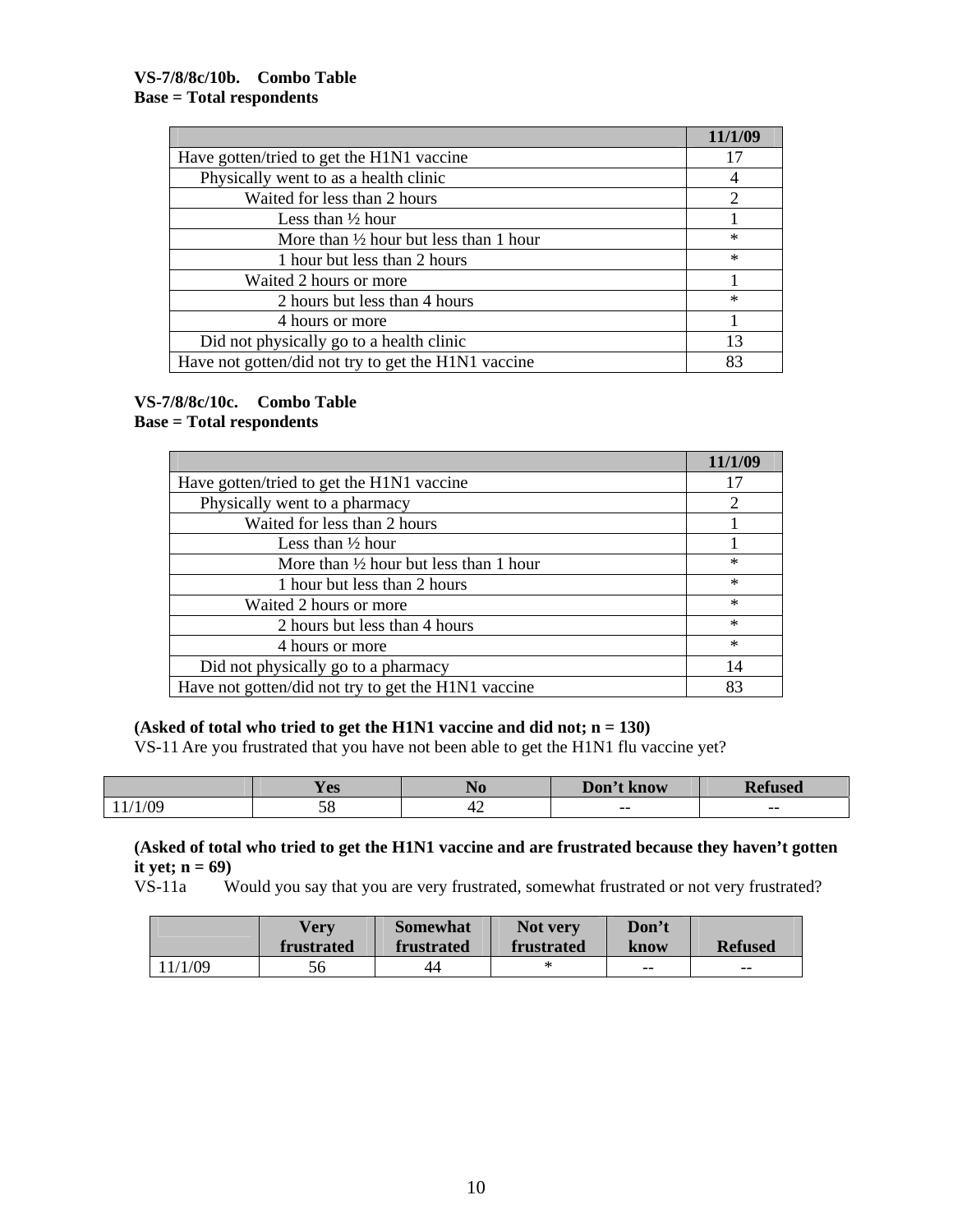**VS-7/8/8c/10b. Combo Table**
**Base = Total respondents**

| | 11/1/09 |
|---|---|
| Have gotten/tried to get the H1N1 vaccine | 17 |
| Physically went to as a health clinic | 4 |
| Waited for less than 2 hours | 2 |
| Less than ½ hour | 1 |
| More than ½ hour but less than 1 hour | * |
| 1 hour but less than 2 hours | * |
| Waited 2 hours or more | 1 |
| 2 hours but less than 4 hours | * |
| 4 hours or more | 1 |
| Did not physically go to a health clinic | 13 |
| Have not gotten/did not try to get the H1N1 vaccine | 83 |

**VS-7/8/8c/10c. Combo Table**
**Base = Total respondents**

| | 11/1/09 |
|---|---|
| Have gotten/tried to get the H1N1 vaccine | 17 |
| Physically went to a pharmacy | 2 |
| Waited for less than 2 hours | 1 |
| Less than ½ hour | 1 |
| More than ½ hour but less than 1 hour | * |
| 1 hour but less than 2 hours | * |
| Waited 2 hours or more | * |
| 2 hours but less than 4 hours | * |
| 4 hours or more | * |
| Did not physically go to a pharmacy | 14 |
| Have not gotten/did not try to get the H1N1 vaccine | 83 |

**(Asked of total who tried to get the H1N1 vaccine and did not; n = 130)**
VS-11 Are you frustrated that you have not been able to get the H1N1 flu vaccine yet?

| | Yes | No | Don't know | Refused |
|---|---|---|---|---|
| 11/1/09 | 58 | 42 | -- | -- |

**(Asked of total who tried to get the H1N1 vaccine and are frustrated because they haven't gotten it yet; n = 69)**
VS-11a Would you say that you are very frustrated, somewhat frustrated or not very frustrated?

| | Very frustrated | Somewhat frustrated | Not very frustrated | Don't know | Refused |
|---|---|---|---|---|---|
| 11/1/09 | 56 | 44 | * | -- | -- |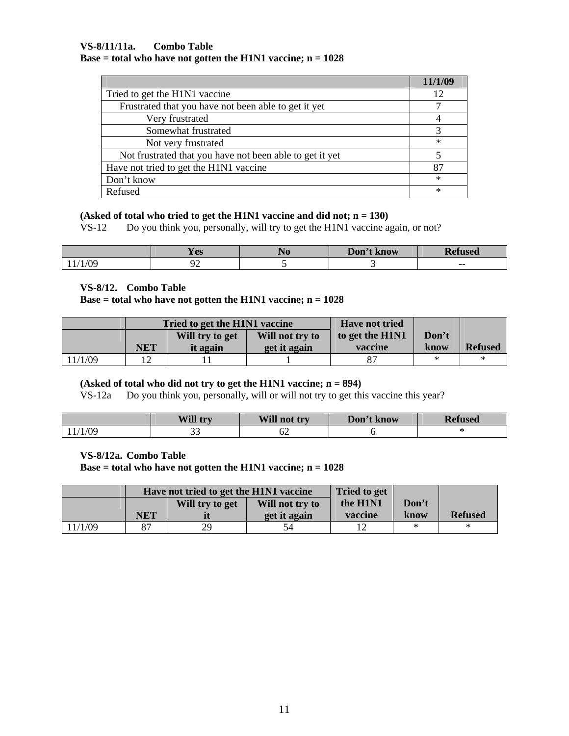**VS-8/11/11a. Combo Table**
**Base = total who have not gotten the H1N1 vaccine; n = 1028**

| | 11/1/09 |
|---|---|
| Tried to get the H1N1 vaccine | 12 |
| Frustrated that you have not been able to get it yet | 7 |
| Very frustrated | 4 |
| Somewhat frustrated | 3 |
| Not very frustrated | * |
| Not frustrated that you have not been able to get it yet | 5 |
| Have not tried to get the H1N1 vaccine | 87 |
| Don't know | * |
| Refused | * |

**(Asked of total who tried to get the H1N1 vaccine and did not; n = 130)**
VS-12 Do you think you, personally, will try to get the H1N1 vaccine again, or not?

| | Yes | No | Don't know | Refused |
|---|---|---|---|---|
| 11/1/09 | 92 | 5 | 3 | -- |

**VS-8/12. Combo Table**
**Base = total who have not gotten the H1N1 vaccine; n = 1028**

| | Tried to get the H1N1 vaccine | | | Have not tried to get the H1N1 vaccine | Don't know | Refused |
|---|---|---|---|---|---|---|
| | NET | Will try to get it again | Will not try to get it again | | | |
| 11/1/09 | 12 | 11 | 1 | 87 | * | * |

**(Asked of total who did not try to get the H1N1 vaccine; n = 894)**
VS-12a Do you think you, personally, will or will not try to get this vaccine this year?

| | Will try | Will not try | Don't know | Refused |
|---|---|---|---|---|
| 11/1/09 | 33 | 62 | 6 | * |

**VS-8/12a. Combo Table**
**Base = total who have not gotten the H1N1 vaccine; n = 1028**

| | Have not tried to get the H1N1 vaccine | | | Tried to get the H1N1 vaccine | Don't know | Refused |
|---|---|---|---|---|---|---|
| | NET | Will try to get it | Will not try to get it again | | | |
| 11/1/09 | 87 | 29 | 54 | 12 | * | * |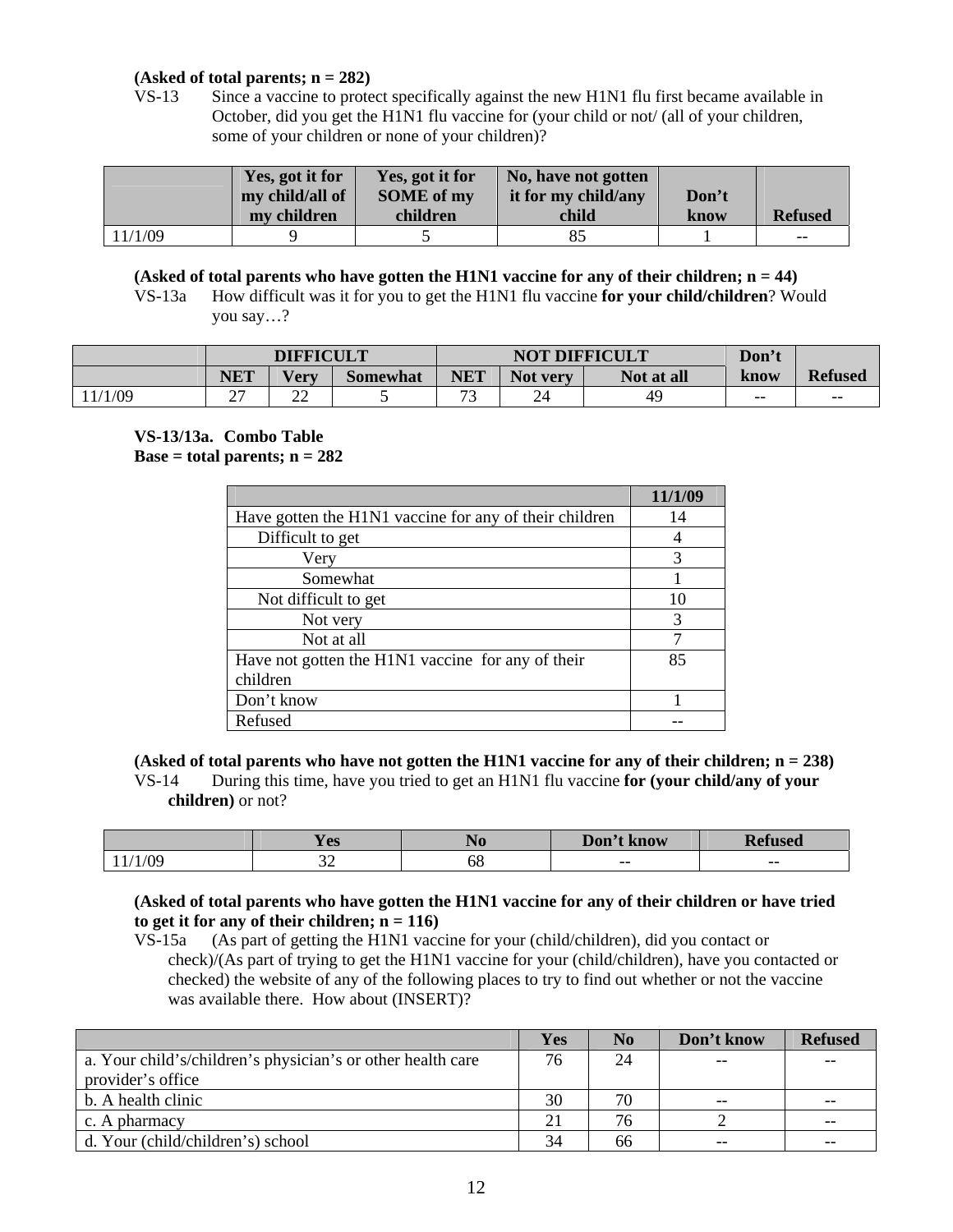**(Asked of total parents; n = 282)**

VS-13 Since a vaccine to protect specifically against the new H1N1 flu first became available in October, did you get the H1N1 flu vaccine for (your child or not/ (all of your children, some of your children or none of your children)?

| | Yes, got it for my child/all of my children | Yes, got it for SOME of my children | No, have not gotten it for my child/any child | Don't know | Refused |
|---|---|---|---|---|---|
| 11/1/09 | 9 | 5 | 85 | 1 | -- |

**(Asked of total parents who have gotten the H1N1 vaccine for any of their children; n = 44)**

VS-13a How difficult was it for you to get the H1N1 flu vaccine **for your child/children**? Would you say…?

| | DIFFICULT | | | NOT DIFFICULT | | | Don't know | Refused |
|---|---|---|---|---|---|---|---|---|
| | NET | Very | Somewhat | NET | Not very | Not at all | | |
| 11/1/09 | 27 | 22 | 5 | 73 | 24 | 49 | -- | -- |

**VS-13/13a. Combo Table**
**Base = total parents; n = 282**

| | 11/1/09 |
|---|---|
| Have gotten the H1N1 vaccine for any of their children | 14 |
| Difficult to get | 4 |
| Very | 3 |
| Somewhat | 1 |
| Not difficult to get | 10 |
| Not very | 3 |
| Not at all | 7 |
| Have not gotten the H1N1 vaccine for any of their children | 85 |
| Don't know | 1 |
| Refused | -- |

**(Asked of total parents who have not gotten the H1N1 vaccine for any of their children; n = 238)**

VS-14 During this time, have you tried to get an H1N1 flu vaccine **for (your child/any of your children)** or not?

| | Yes | No | Don't know | Refused |
|---|---|---|---|---|
| 11/1/09 | 32 | 68 | -- | -- |

**(Asked of total parents who have gotten the H1N1 vaccine for any of their children or have tried to get it for any of their children; n = 116)**

VS-15a (As part of getting the H1N1 vaccine for your (child/children), did you contact or check)/(As part of trying to get the H1N1 vaccine for your (child/children), have you contacted or checked) the website of any of the following places to try to find out whether or not the vaccine was available there. How about (INSERT)?

| | Yes | No | Don't know | Refused |
|---|---|---|---|---|
| a. Your child's/children's physician's or other health care provider's office | 76 | 24 | -- | -- |
| b. A health clinic | 30 | 70 | -- | -- |
| c. A pharmacy | 21 | 76 | 2 | -- |
| d. Your (child/children's) school | 34 | 66 | -- | -- |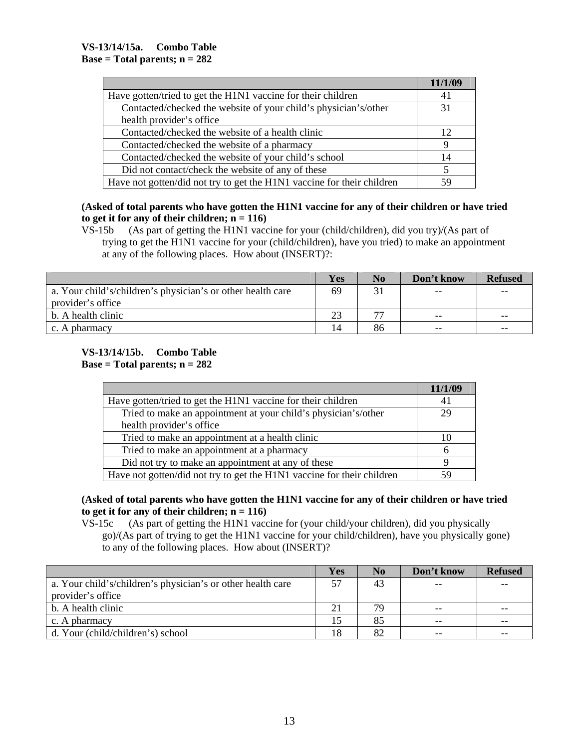**VS-13/14/15a. Combo Table**
**Base = Total parents; n = 282**

| | 11/1/09 |
|---|---|
| Have gotten/tried to get the H1N1 vaccine for their children | 41 |
| Contacted/checked the website of your child's physician's/other health provider's office | 31 |
| Contacted/checked the website of a health clinic | 12 |
| Contacted/checked the website of a pharmacy | 9 |
| Contacted/checked the website of your child's school | 14 |
| Did not contact/check the website of any of these | 5 |
| Have not gotten/did not try to get the H1N1 vaccine for their children | 59 |

**(Asked of total parents who have gotten the H1N1 vaccine for any of their children or have tried to get it for any of their children; n = 116)**

VS-15b (As part of getting the H1N1 vaccine for your (child/children), did you try)/(As part of trying to get the H1N1 vaccine for your (child/children), have you tried) to make an appointment at any of the following places. How about (INSERT)?:

| | Yes | No | Don't know | Refused |
|---|---|---|---|---|
| a. Your child's/children's physician's or other health care provider's office | 69 | 31 | -- | -- |
| b. A health clinic | 23 | 77 | -- | -- |
| c. A pharmacy | 14 | 86 | -- | -- |

**VS-13/14/15b. Combo Table**
**Base = Total parents; n = 282**

| | 11/1/09 |
|---|---|
| Have gotten/tried to get the H1N1 vaccine for their children | 41 |
| Tried to make an appointment at your child's physician's/other health provider's office | 29 |
| Tried to make an appointment at a health clinic | 10 |
| Tried to make an appointment at a pharmacy | 6 |
| Did not try to make an appointment at any of these | 9 |
| Have not gotten/did not try to get the H1N1 vaccine for their children | 59 |

**(Asked of total parents who have gotten the H1N1 vaccine for any of their children or have tried to get it for any of their children; n = 116)**

VS-15c (As part of getting the H1N1 vaccine for (your child/your children), did you physically go)/(As part of trying to get the H1N1 vaccine for your child/children), have you physically gone) to any of the following places. How about (INSERT)?

| | Yes | No | Don't know | Refused |
|---|---|---|---|---|
| a. Your child's/children's physician's or other health care provider's office | 57 | 43 | -- | -- |
| b. A health clinic | 21 | 79 | -- | -- |
| c. A pharmacy | 15 | 85 | -- | -- |
| d. Your (child/children's) school | 18 | 82 | -- | -- |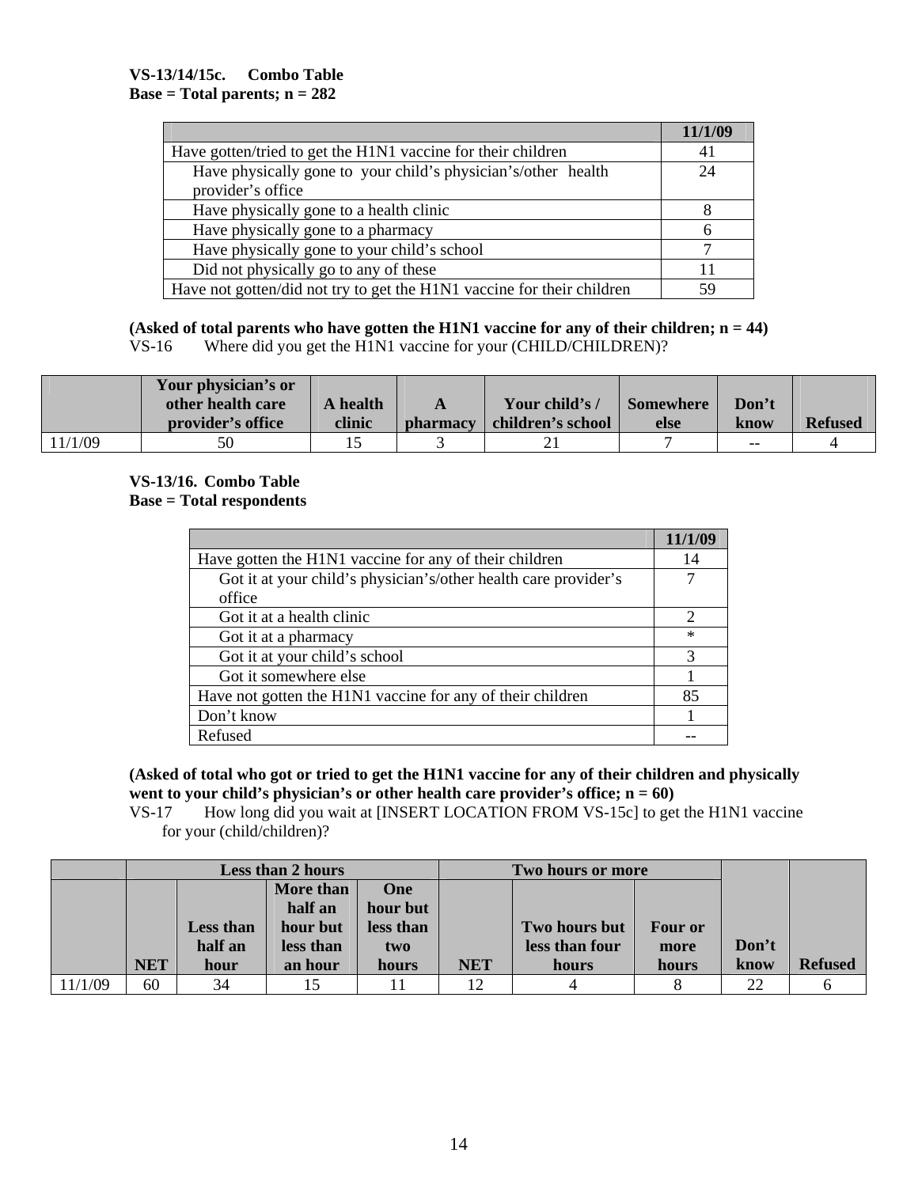**VS-13/14/15c. Combo Table**
**Base = Total parents; n = 282**

| | 11/1/09 |
|---|---|
| Have gotten/tried to get the H1N1 vaccine for their children | 41 |
| Have physically gone to your child's physician's/other health provider's office | 24 |
| Have physically gone to a health clinic | 8 |
| Have physically gone to a pharmacy | 6 |
| Have physically gone to your child's school | 7 |
| Did not physically go to any of these | 11 |
| Have not gotten/did not try to get the H1N1 vaccine for their children | 59 |

**(Asked of total parents who have gotten the H1N1 vaccine for any of their children; n = 44)**
VS-16 Where did you get the H1N1 vaccine for your (CHILD/CHILDREN)?

| | Your physician's or other health care provider's office | A health clinic | A pharmacy | Your child's / children's school | Somewhere else | Don't know | Refused |
|---|---|---|---|---|---|---|---|
| 11/1/09 | 50 | 15 | 3 | 21 | 7 | -- | 4 |

**VS-13/16. Combo Table**
**Base = Total respondents**

| | 11/1/09 |
|---|---|
| Have gotten the H1N1 vaccine for any of their children | 14 |
| Got it at your child's physician's/other health care provider's office | 7 |
| Got it at a health clinic | 2 |
| Got it at a pharmacy | * |
| Got it at your child's school | 3 |
| Got it somewhere else | 1 |
| Have not gotten the H1N1 vaccine for any of their children | 85 |
| Don't know | 1 |
| Refused | -- |

**(Asked of total who got or tried to get the H1N1 vaccine for any of their children and physically went to your child's physician's or other health care provider's office; n = 60)**
VS-17 How long did you wait at [INSERT LOCATION FROM VS-15c] to get the H1N1 vaccine for your (child/children)?

| | Less than 2 hours | | | | Two hours or more | | | | |
|---|---|---|---|---|---|---|---|---|---|
| | NET | Less than half an hour | More than half an hour but less than an hour | One hour but less than two hours | NET | Two hours but less than four hours | Four or more hours | Don't know | Refused |
| 11/1/09 | 60 | 34 | 15 | 11 | 12 | 4 | 8 | 22 | 6 |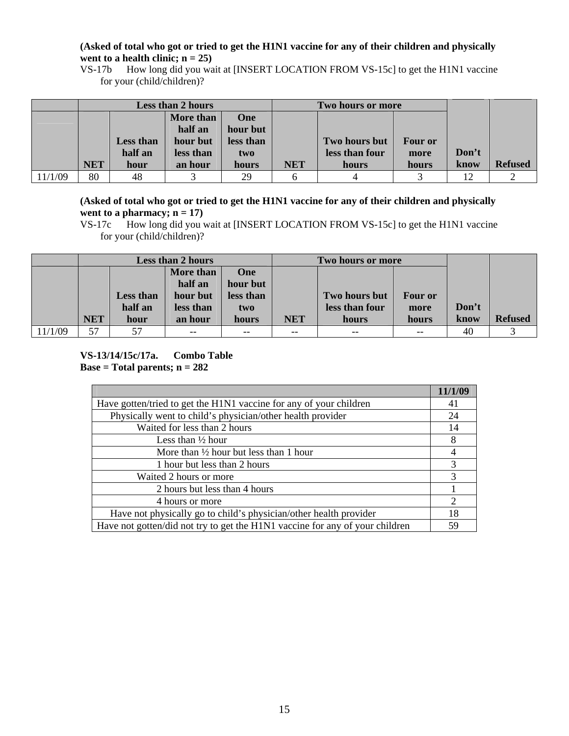**(Asked of total who got or tried to get the H1N1 vaccine for any of their children and physically went to a health clinic; n = 25)**

VS-17b How long did you wait at [INSERT LOCATION FROM VS-15c] to get the H1N1 vaccine for your (child/children)?

| | Less than 2 hours | | | | Two hours or more | | | | |
|---|---|---|---|---|---|---|---|---|---|
| | NET | Less than half an hour | More than half an hour but less than an hour | One hour but less than two hours | NET | Two hours but less than four hours | Four or more hours | Don't know | Refused |
| 11/1/09 | 80 | 48 | 3 | 29 | 6 | 4 | 3 | 12 | 2 |

**(Asked of total who got or tried to get the H1N1 vaccine for any of their children and physically went to a pharmacy; n = 17)**

VS-17c How long did you wait at [INSERT LOCATION FROM VS-15c] to get the H1N1 vaccine for your (child/children)?

| | Less than 2 hours | | | | Two hours or more | | | | |
|---|---|---|---|---|---|---|---|---|---|
| | NET | Less than half an hour | More than half an hour but less than an hour | One hour but less than two hours | NET | Two hours but less than four hours | Four or more hours | Don't know | Refused |
| 11/1/09 | 57 | 57 | -- | -- | -- | -- | -- | 40 | 3 |

**VS-13/14/15c/17a. Combo Table**
**Base = Total parents; n = 282**

| | 11/1/09 |
|---|---|
| Have gotten/tried to get the H1N1 vaccine for any of your children | 41 |
| Physically went to child's physician/other health provider | 24 |
| Waited for less than 2 hours | 14 |
| Less than ½ hour | 8 |
| More than ½ hour but less than 1 hour | 4 |
| 1 hour but less than 2 hours | 3 |
| Waited 2 hours or more | 3 |
| 2 hours but less than 4 hours | 1 |
| 4 hours or more | 2 |
| Have not physically go to child's physician/other health provider | 18 |
| Have not gotten/did not try to get the H1N1 vaccine for any of your children | 59 |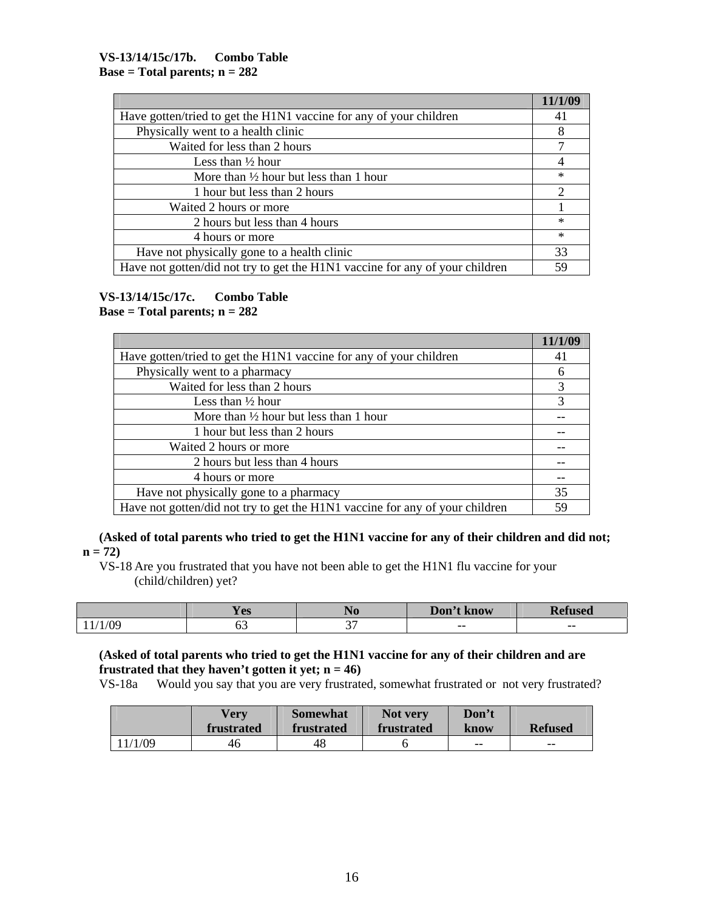**VS-13/14/15c/17b. Combo Table**
**Base = Total parents; n = 282**

| | 11/1/09 |
|---|---|
| Have gotten/tried to get the H1N1 vaccine for any of your children | 41 |
| Physically went to a health clinic | 8 |
| Waited for less than 2 hours | 7 |
| Less than ½ hour | 4 |
| More than ½ hour but less than 1 hour | * |
| 1 hour but less than 2 hours | 2 |
| Waited 2 hours or more | 1 |
| 2 hours but less than 4 hours | * |
| 4 hours or more | * |
| Have not physically gone to a health clinic | 33 |
| Have not gotten/did not try to get the H1N1 vaccine for any of your children | 59 |

**VS-13/14/15c/17c. Combo Table**
**Base = Total parents; n = 282**

| | 11/1/09 |
|---|---|
| Have gotten/tried to get the H1N1 vaccine for any of your children | 41 |
| Physically went to a pharmacy | 6 |
| Waited for less than 2 hours | 3 |
| Less than ½ hour | 3 |
| More than ½ hour but less than 1 hour | -- |
| 1 hour but less than 2 hours | -- |
| Waited 2 hours or more | -- |
| 2 hours but less than 4 hours | -- |
| 4 hours or more | -- |
| Have not physically gone to a pharmacy | 35 |
| Have not gotten/did not try to get the H1N1 vaccine for any of your children | 59 |

**(Asked of total parents who tried to get the H1N1 vaccine for any of their children and did not; n = 72)**

VS-18 Are you frustrated that you have not been able to get the H1N1 flu vaccine for your (child/children) yet?

| | Yes | No | Don't know | Refused |
|---|---|---|---|---|
| 11/1/09 | 63 | 37 | -- | -- |

**(Asked of total parents who tried to get the H1N1 vaccine for any of their children and are frustrated that they haven't gotten it yet; n = 46)**

VS-18a Would you say that you are very frustrated, somewhat frustrated or not very frustrated?

| | Very frustrated | Somewhat frustrated | Not very frustrated | Don't know | Refused |
|---|---|---|---|---|---|
| 11/1/09 | 46 | 48 | 6 | -- | -- |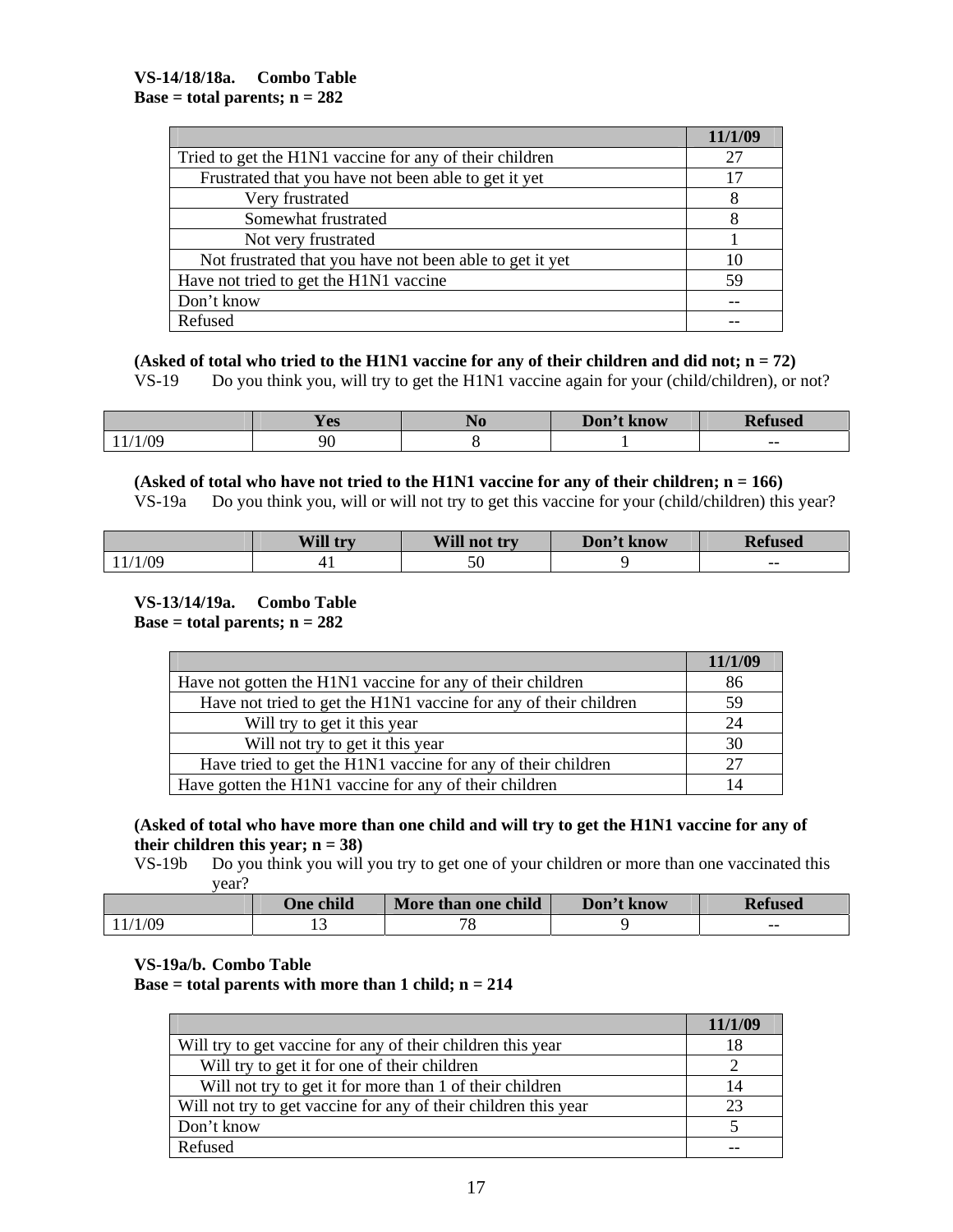**VS-14/18/18a. Combo Table**
**Base = total parents; n = 282**

| | 11/1/09 |
|---|---|
| Tried to get the H1N1 vaccine for any of their children | 27 |
| Frustrated that you have not been able to get it yet | 17 |
| Very frustrated | 8 |
| Somewhat frustrated | 8 |
| Not very frustrated | 1 |
| Not frustrated that you have not been able to get it yet | 10 |
| Have not tried to get the H1N1 vaccine | 59 |
| Don't know | -- |
| Refused | -- |

**(Asked of total who tried to the H1N1 vaccine for any of their children and did not; n = 72)**
VS-19 Do you think you, will try to get the H1N1 vaccine again for your (child/children), or not?

| | Yes | No | Don't know | Refused |
|---|---|---|---|---|
| 11/1/09 | 90 | 8 | 1 | -- |

**(Asked of total who have not tried to the H1N1 vaccine for any of their children; n = 166)**
VS-19a Do you think you, will or will not try to get this vaccine for your (child/children) this year?

| | Will try | Will not try | Don't know | Refused |
|---|---|---|---|---|
| 11/1/09 | 41 | 50 | 9 | -- |

**VS-13/14/19a. Combo Table**
**Base = total parents; n = 282**

| | 11/1/09 |
|---|---|
| Have not gotten the H1N1 vaccine for any of their children | 86 |
| Have not tried to get the H1N1 vaccine for any of their children | 59 |
| Will try to get it this year | 24 |
| Will not try to get it this year | 30 |
| Have tried to get the H1N1 vaccine for any of their children | 27 |
| Have gotten the H1N1 vaccine for any of their children | 14 |

**(Asked of total who have more than one child and will try to get the H1N1 vaccine for any of their children this year; n = 38)**
VS-19b Do you think you will you try to get one of your children or more than one vaccinated this year?

| | One child | More than one child | Don't know | Refused |
|---|---|---|---|---|
| 11/1/09 | 13 | 78 | 9 | -- |

**VS-19a/b. Combo Table**
**Base = total parents with more than 1 child; n = 214**

| | 11/1/09 |
|---|---|
| Will try to get vaccine for any of their children this year | 18 |
| Will try to get it for one of their children | 2 |
| Will not try to get it for more than 1 of their children | 14 |
| Will not try to get vaccine for any of their children this year | 23 |
| Don't know | 5 |
| Refused | -- |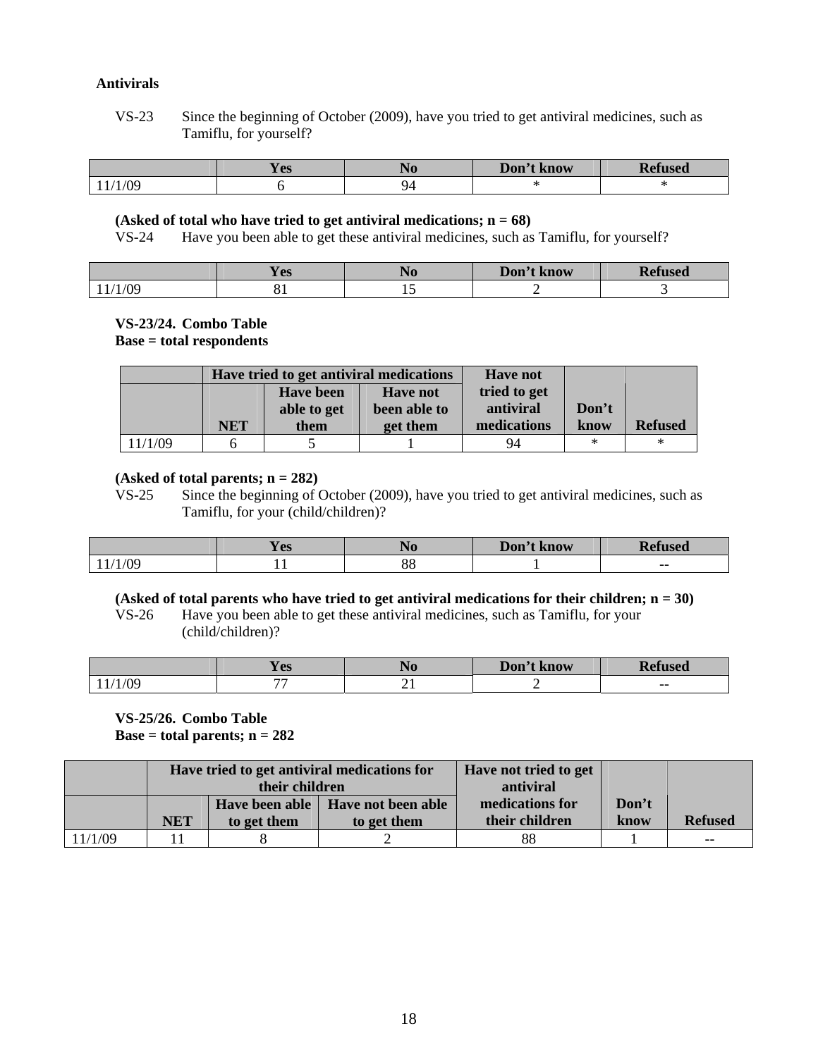**Antivirals**

VS-23 Since the beginning of October (2009), have you tried to get antiviral medicines, such as Tamiflu, for yourself?

| | Yes | No | Don't know | Refused |
|---|---|---|---|---|
| 11/1/09 | 6 | 94 | * | * |

**(Asked of total who have tried to get antiviral medications; n = 68)**

VS-24 Have you been able to get these antiviral medicines, such as Tamiflu, for yourself?

| | Yes | No | Don't know | Refused |
|---|---|---|---|---|
| 11/1/09 | 81 | 15 | 2 | 3 |

**VS-23/24. Combo Table**
**Base = total respondents**

| | Have tried to get antiviral medications | | | Have not tried to get antiviral medications | Don't know | Refused |
|---|---|---|---|---|---|---|
| | NET | Have been able to get them | Have not been able to get them | | | |
| 11/1/09 | 6 | 5 | 1 | 94 | * | * |

**(Asked of total parents; n = 282)**

VS-25 Since the beginning of October (2009), have you tried to get antiviral medicines, such as Tamiflu, for your (child/children)?

| | Yes | No | Don't know | Refused |
|---|---|---|---|---|
| 11/1/09 | 11 | 88 | 1 | -- |

**(Asked of total parents who have tried to get antiviral medications for their children; n = 30)**

VS-26 Have you been able to get these antiviral medicines, such as Tamiflu, for your (child/children)?

| | Yes | No | Don't know | Refused |
|---|---|---|---|---|
| 11/1/09 | 77 | 21 | 2 | -- |

**VS-25/26. Combo Table**
**Base = total parents; n = 282**

| | Have tried to get antiviral medications for their children | | | Have not tried to get antiviral medications for their children | Don't know | Refused |
|---|---|---|---|---|---|---|
| | NET | Have been able to get them | Have not been able to get them | | | |
| 11/1/09 | 11 | 8 | 2 | 88 | 1 | -- |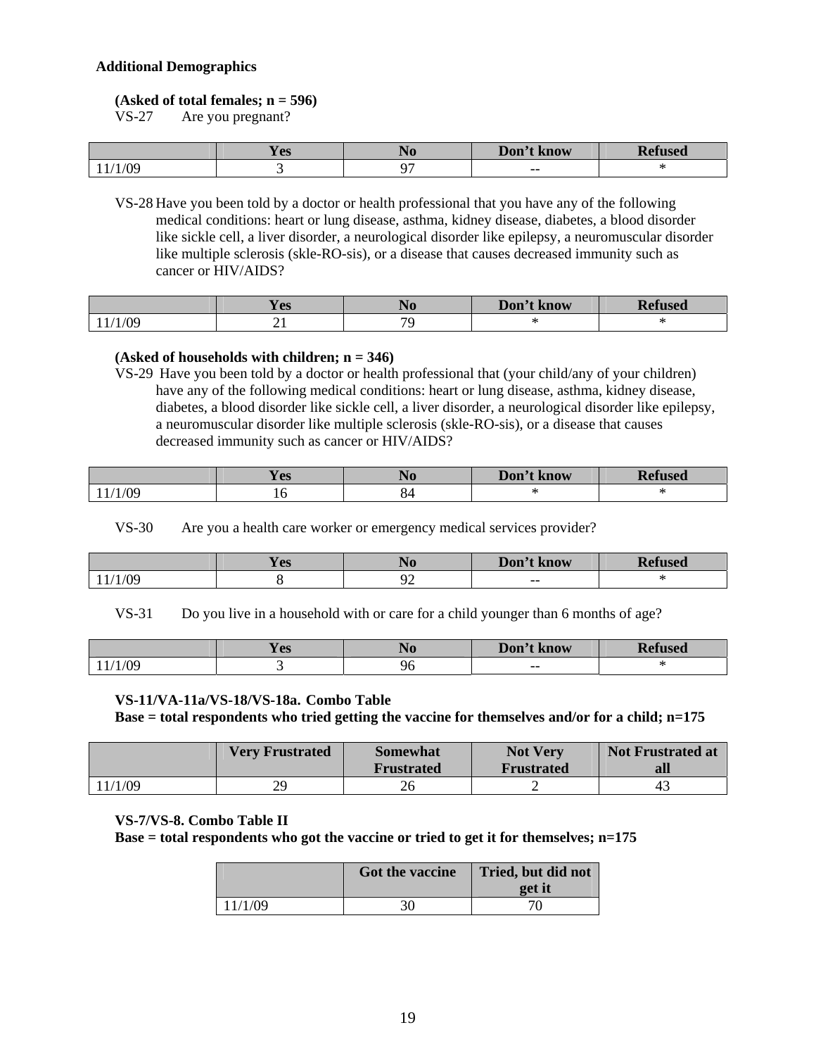**Additional Demographics**

**(Asked of total females; n = 596)**
VS-27 Are you pregnant?

| | Yes | No | Don't know | Refused |
|---|---|---|---|---|
| 11/1/09 | 3 | 97 | -- | * |

VS-28 Have you been told by a doctor or health professional that you have any of the following medical conditions: heart or lung disease, asthma, kidney disease, diabetes, a blood disorder like sickle cell, a liver disorder, a neurological disorder like epilepsy, a neuromuscular disorder like multiple sclerosis (skle-RO-sis), or a disease that causes decreased immunity such as cancer or HIV/AIDS?

| | Yes | No | Don't know | Refused |
|---|---|---|---|---|
| 11/1/09 | 21 | 79 | * | * |

**(Asked of households with children; n = 346)**
VS-29 Have you been told by a doctor or health professional that (your child/any of your children) have any of the following medical conditions: heart or lung disease, asthma, kidney disease, diabetes, a blood disorder like sickle cell, a liver disorder, a neurological disorder like epilepsy, a neuromuscular disorder like multiple sclerosis (skle-RO-sis), or a disease that causes decreased immunity such as cancer or HIV/AIDS?

| | Yes | No | Don't know | Refused |
|---|---|---|---|---|
| 11/1/09 | 16 | 84 | * | * |

VS-30 Are you a health care worker or emergency medical services provider?

| | Yes | No | Don't know | Refused |
|---|---|---|---|---|
| 11/1/09 | 8 | 92 | -- | * |

VS-31 Do you live in a household with or care for a child younger than 6 months of age?

| | Yes | No | Don't know | Refused |
|---|---|---|---|---|
| 11/1/09 | 3 | 96 | -- | * |

**VS-11/VA-11a/VS-18/VS-18a. Combo Table**
**Base = total respondents who tried getting the vaccine for themselves and/or for a child; n=175**

| | Very Frustrated | Somewhat Frustrated | Not Very Frustrated | Not Frustrated at all |
|---|---|---|---|---|
| 11/1/09 | 29 | 26 | 2 | 43 |

**VS-7/VS-8. Combo Table II**
**Base = total respondents who got the vaccine or tried to get it for themselves; n=175**

| | Got the vaccine | Tried, but did not get it |
|---|---|---|
| 11/1/09 | 30 | 70 |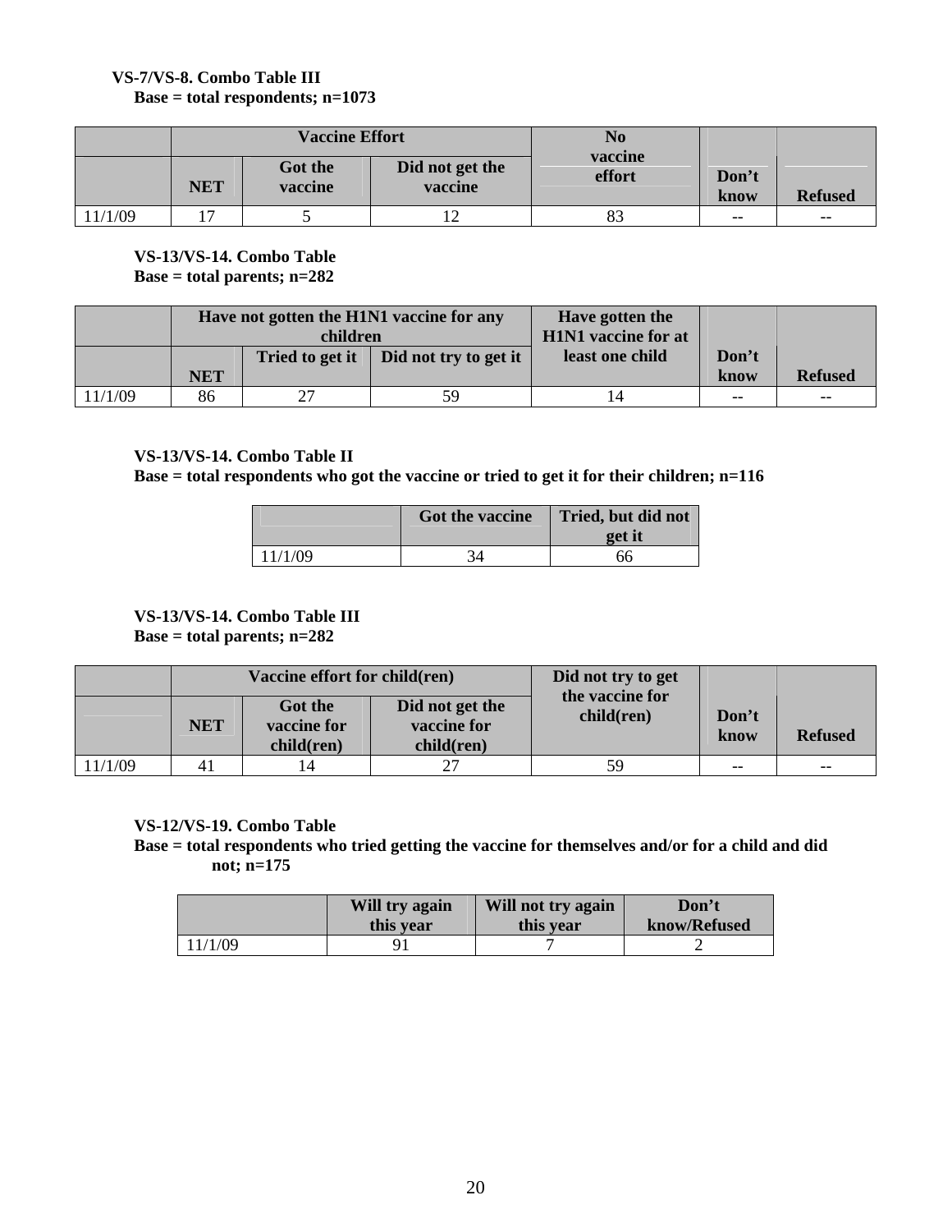**VS-7/VS-8. Combo Table III**
**Base = total respondents; n=1073**

| | Vaccine Effort | | | No vaccine effort | | |
|---|---|---|---|---|---|---|
| | NET | Got the vaccine | Did not get the vaccine | | Don't know | Refused |
| 11/1/09 | 17 | 5 | 12 | 83 | -- | -- |

**VS-13/VS-14. Combo Table**
**Base = total parents; n=282**

| | Have not gotten the H1N1 vaccine for any children | | | Have gotten the H1N1 vaccine for at least one child | | |
|---|---|---|---|---|---|---|
| | NET | Tried to get it | Did not try to get it | | Don't know | Refused |
| 11/1/09 | 86 | 27 | 59 | 14 | -- | -- |

**VS-13/VS-14. Combo Table II**
**Base = total respondents who got the vaccine or tried to get it for their children; n=116**

| | Got the vaccine | Tried, but did not get it |
|---|---|---|
| 11/1/09 | 34 | 66 |

**VS-13/VS-14. Combo Table III**
**Base = total parents; n=282**

| | Vaccine effort for child(ren) | | | Did not try to get the vaccine for child(ren) | | |
|---|---|---|---|---|---|---|
| | NET | Got the vaccine for child(ren) | Did not get the vaccine for child(ren) | | Don't know | Refused |
| 11/1/09 | 41 | 14 | 27 | 59 | -- | -- |

**VS-12/VS-19. Combo Table**
**Base = total respondents who tried getting the vaccine for themselves and/or for a child and did not; n=175**

| | Will try again this year | Will not try again this year | Don't know/Refused |
|---|---|---|---|
| 11/1/09 | 91 | 7 | 2 |